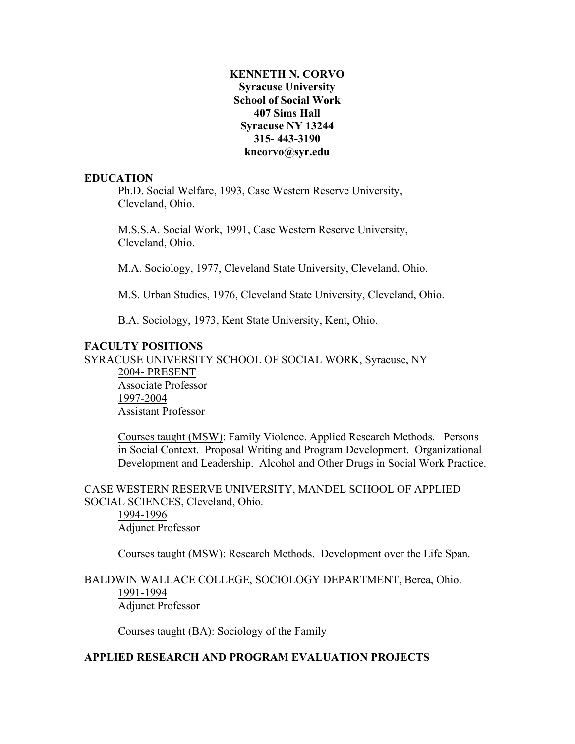**KENNETH N. CORVO**
**Syracuse University**
**School of Social Work**
**407 Sims Hall**
**Syracuse NY 13244**
**315- 443-3190**
**kncorvo@syr.edu**

## EDUCATION

Ph.D. Social Welfare, 1993, Case Western Reserve University, Cleveland, Ohio.

M.S.S.A. Social Work, 1991, Case Western Reserve University, Cleveland, Ohio.

M.A. Sociology, 1977, Cleveland State University, Cleveland, Ohio.

M.S. Urban Studies, 1976, Cleveland State University, Cleveland, Ohio.

B.A. Sociology, 1973, Kent State University, Kent, Ohio.

## FACULTY POSITIONS

SYRACUSE UNIVERSITY SCHOOL OF SOCIAL WORK, Syracuse, NY

2004- PRESENT
Associate Professor

1997-2004
Assistant Professor

Courses taught (MSW): Family Violence. Applied Research Methods. Persons in Social Context. Proposal Writing and Program Development. Organizational Development and Leadership. Alcohol and Other Drugs in Social Work Practice.

CASE WESTERN RESERVE UNIVERSITY, MANDEL SCHOOL OF APPLIED SOCIAL SCIENCES, Cleveland, Ohio.

1994-1996
Adjunct Professor

Courses taught (MSW): Research Methods. Development over the Life Span.

BALDWIN WALLACE COLLEGE, SOCIOLOGY DEPARTMENT, Berea, Ohio.

1991-1994
Adjunct Professor

Courses taught (BA): Sociology of the Family

## APPLIED RESEARCH AND PROGRAM EVALUATION PROJECTS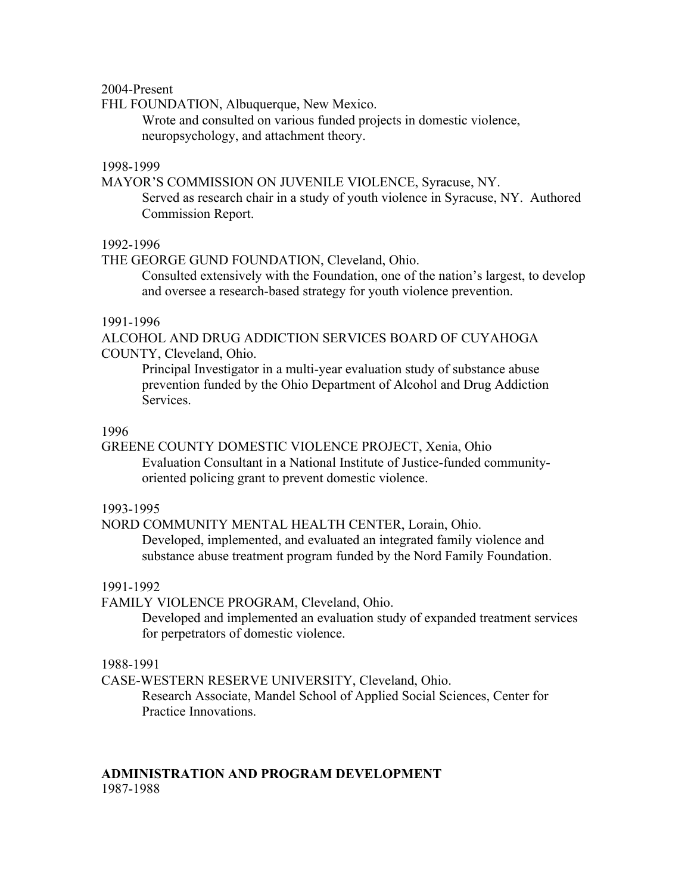2004-Present

FHL FOUNDATION, Albuquerque, New Mexico.

> Wrote and consulted on various funded projects in domestic violence, neuropsychology, and attachment theory.

1998-1999

MAYOR'S COMMISSION ON JUVENILE VIOLENCE, Syracuse, NY.

> Served as research chair in a study of youth violence in Syracuse, NY. Authored Commission Report.

1992-1996

THE GEORGE GUND FOUNDATION, Cleveland, Ohio.

> Consulted extensively with the Foundation, one of the nation's largest, to develop and oversee a research-based strategy for youth violence prevention.

1991-1996

ALCOHOL AND DRUG ADDICTION SERVICES BOARD OF CUYAHOGA COUNTY, Cleveland, Ohio.

> Principal Investigator in a multi-year evaluation study of substance abuse prevention funded by the Ohio Department of Alcohol and Drug Addiction Services.

1996

GREENE COUNTY DOMESTIC VIOLENCE PROJECT, Xenia, Ohio

> Evaluation Consultant in a National Institute of Justice-funded community-oriented policing grant to prevent domestic violence.

1993-1995

NORD COMMUNITY MENTAL HEALTH CENTER, Lorain, Ohio.

> Developed, implemented, and evaluated an integrated family violence and substance abuse treatment program funded by the Nord Family Foundation.

1991-1992

FAMILY VIOLENCE PROGRAM, Cleveland, Ohio.

> Developed and implemented an evaluation study of expanded treatment services for perpetrators of domestic violence.

1988-1991

CASE-WESTERN RESERVE UNIVERSITY, Cleveland, Ohio.

> Research Associate, Mandel School of Applied Social Sciences, Center for Practice Innovations.

**ADMINISTRATION AND PROGRAM DEVELOPMENT**

1987-1988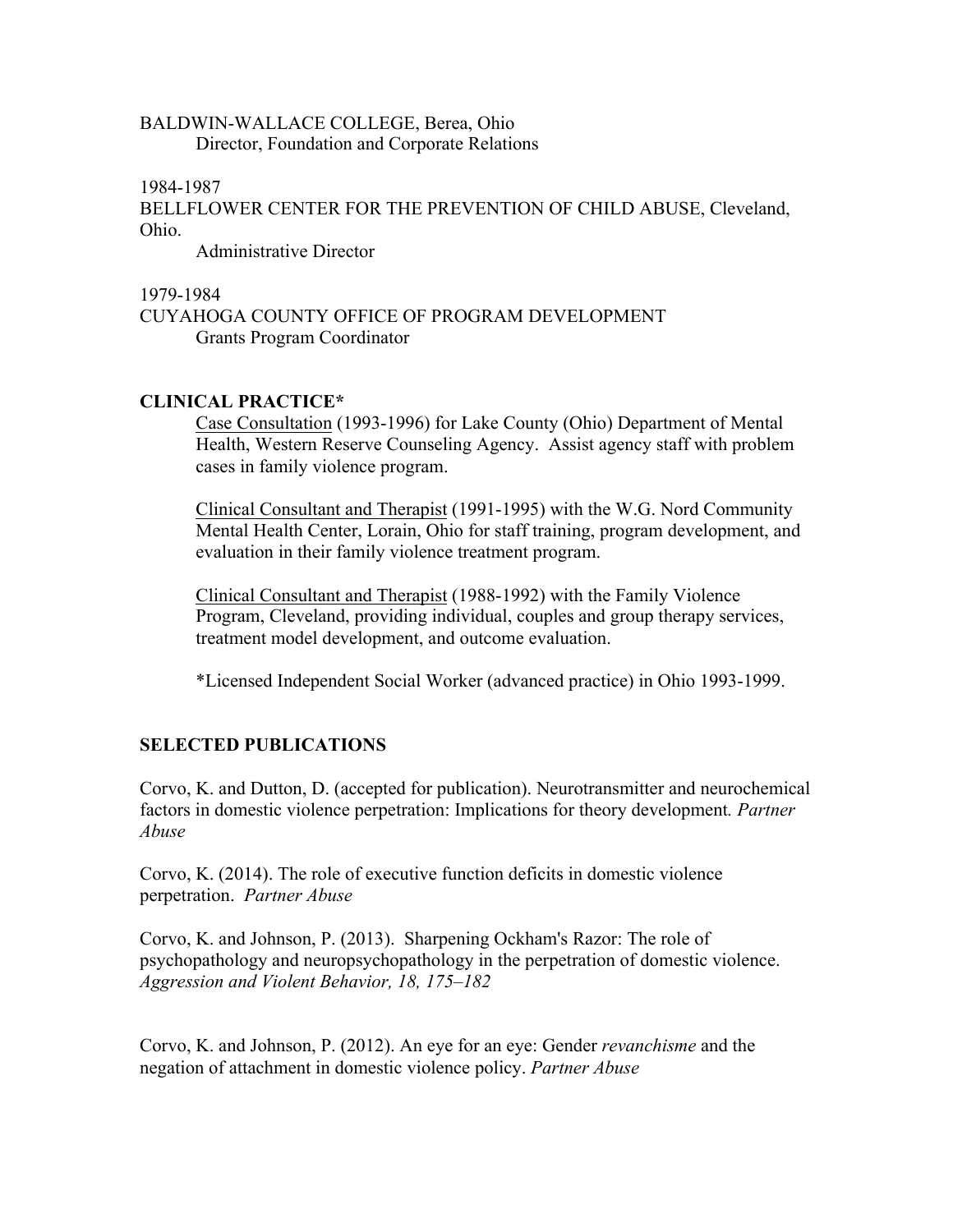BALDWIN-WALLACE COLLEGE, Berea, Ohio
Director, Foundation and Corporate Relations

1984-1987
BELLFLOWER CENTER FOR THE PREVENTION OF CHILD ABUSE, Cleveland, Ohio.
Administrative Director

1979-1984
CUYAHOGA COUNTY OFFICE OF PROGRAM DEVELOPMENT
Grants Program Coordinator

**CLINICAL PRACTICE***

Case Consultation (1993-1996) for Lake County (Ohio) Department of Mental Health, Western Reserve Counseling Agency. Assist agency staff with problem cases in family violence program.

Clinical Consultant and Therapist (1991-1995) with the W.G. Nord Community Mental Health Center, Lorain, Ohio for staff training, program development, and evaluation in their family violence treatment program.

Clinical Consultant and Therapist (1988-1992) with the Family Violence Program, Cleveland, providing individual, couples and group therapy services, treatment model development, and outcome evaluation.

*Licensed Independent Social Worker (advanced practice) in Ohio 1993-1999.

**SELECTED PUBLICATIONS**

Corvo, K. and Dutton, D. (accepted for publication). Neurotransmitter and neurochemical factors in domestic violence perpetration: Implications for theory development. *Partner Abuse*

Corvo, K. (2014). The role of executive function deficits in domestic violence perpetration. *Partner Abuse*

Corvo, K. and Johnson, P. (2013). Sharpening Ockham's Razor: The role of psychopathology and neuropsychopathology in the perpetration of domestic violence. *Aggression and Violent Behavior, 18, 175–182*

Corvo, K. and Johnson, P. (2012). An eye for an eye: Gender *revanchisme* and the negation of attachment in domestic violence policy. *Partner Abuse*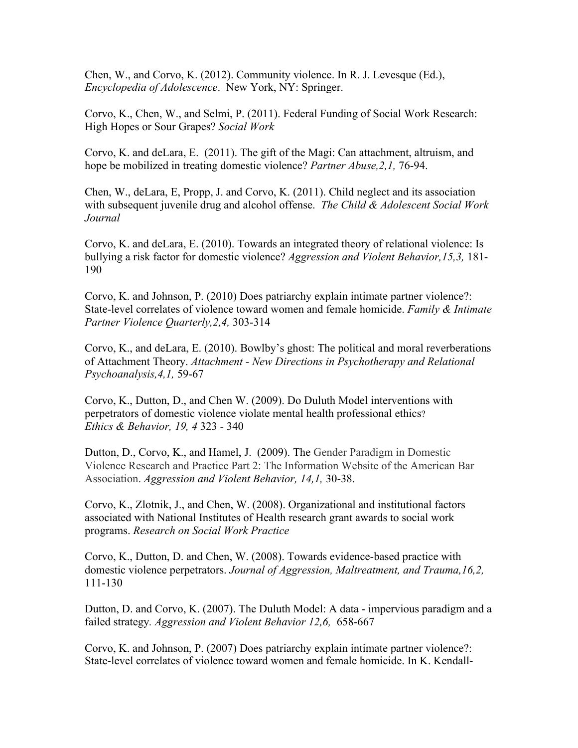Chen, W., and Corvo, K. (2012). Community violence. In R. J. Levesque (Ed.), *Encyclopedia of Adolescence*. New York, NY: Springer.

Corvo, K., Chen, W., and Selmi, P. (2011). Federal Funding of Social Work Research: High Hopes or Sour Grapes? *Social Work*

Corvo, K. and deLara, E. (2011). The gift of the Magi: Can attachment, altruism, and hope be mobilized in treating domestic violence? *Partner Abuse,2,1,* 76-94.

Chen, W., deLara, E, Propp, J. and Corvo, K. (2011). Child neglect and its association with subsequent juvenile drug and alcohol offense. *The Child & Adolescent Social Work Journal*

Corvo, K. and deLara, E. (2010). Towards an integrated theory of relational violence: Is bullying a risk factor for domestic violence? *Aggression and Violent Behavior,15,3,* 181-190

Corvo, K. and Johnson, P. (2010) Does patriarchy explain intimate partner violence?: State-level correlates of violence toward women and female homicide. *Family & Intimate Partner Violence Quarterly,2,4,* 303-314

Corvo, K., and deLara, E. (2010). Bowlby's ghost: The political and moral reverberations of Attachment Theory. *Attachment - New Directions in Psychotherapy and Relational Psychoanalysis,4,1,* 59-67

Corvo, K., Dutton, D., and Chen W. (2009). Do Duluth Model interventions with perpetrators of domestic violence violate mental health professional ethics? *Ethics & Behavior, 19, 4* 323 - 340

Dutton, D., Corvo, K., and Hamel, J. (2009). The Gender Paradigm in Domestic Violence Research and Practice Part 2: The Information Website of the American Bar Association. *Aggression and Violent Behavior, 14,1,* 30-38.

Corvo, K., Zlotnik, J., and Chen, W. (2008). Organizational and institutional factors associated with National Institutes of Health research grant awards to social work programs. *Research on Social Work Practice*

Corvo, K., Dutton, D. and Chen, W. (2008). Towards evidence-based practice with domestic violence perpetrators. *Journal of Aggression, Maltreatment, and Trauma,16,2,* 111-130

Dutton, D. and Corvo, K. (2007). The Duluth Model: A data - impervious paradigm and a failed strategy. *Aggression and Violent Behavior 12,6,* 658-667

Corvo, K. and Johnson, P. (2007) Does patriarchy explain intimate partner violence?: State-level correlates of violence toward women and female homicide. In K. Kendall-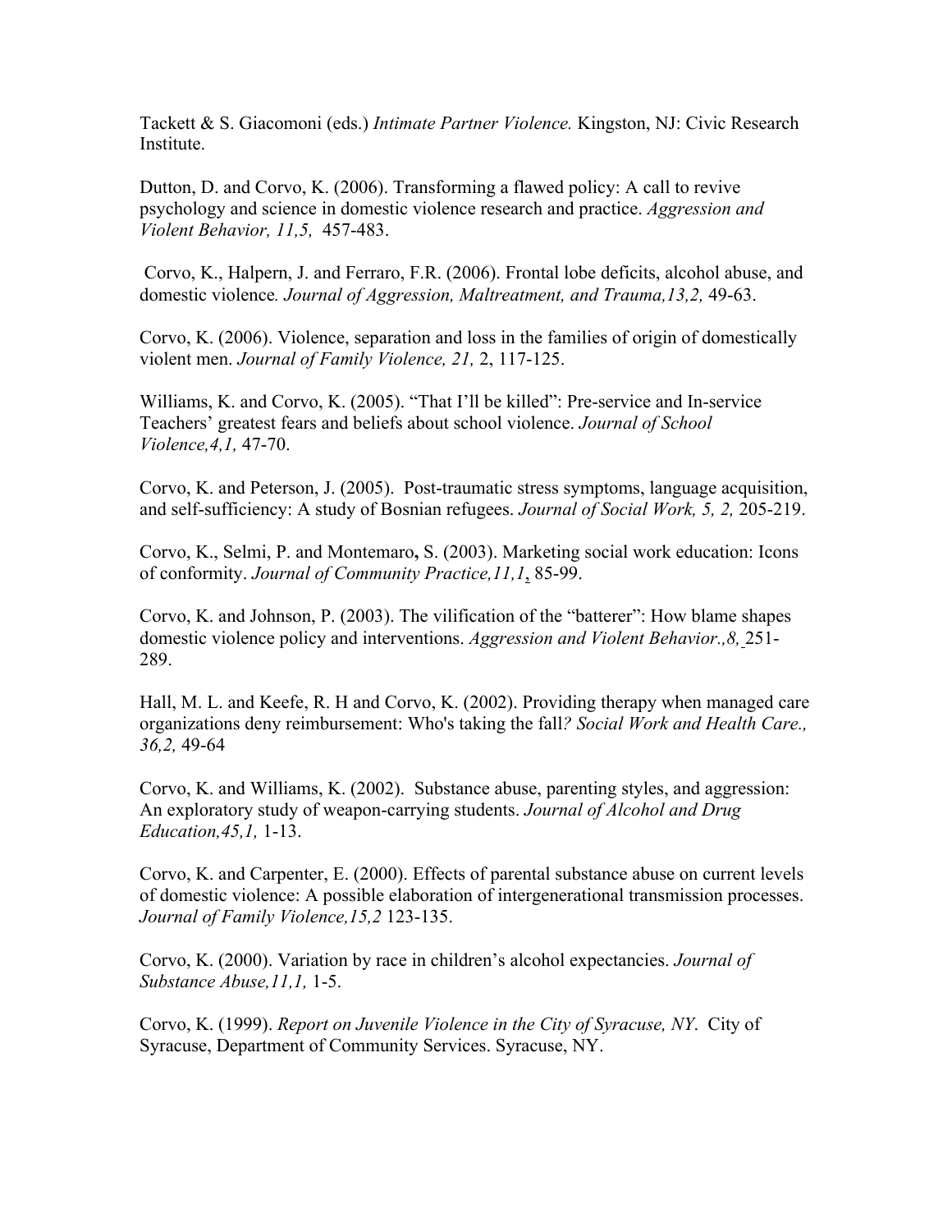Tackett & S. Giacomoni (eds.) *Intimate Partner Violence.* Kingston, NJ: Civic Research Institute.

Dutton, D. and Corvo, K. (2006). Transforming a flawed policy: A call to revive psychology and science in domestic violence research and practice. *Aggression and Violent Behavior, 11,5,* 457-483.

Corvo, K., Halpern, J. and Ferraro, F.R. (2006). Frontal lobe deficits, alcohol abuse, and domestic violence*. Journal of Aggression, Maltreatment, and Trauma,13,2,* 49-63.

Corvo, K. (2006). Violence, separation and loss in the families of origin of domestically violent men. *Journal of Family Violence, 21,* 2, 117-125.

Williams, K. and Corvo, K. (2005). "That I'll be killed": Pre-service and In-service Teachers' greatest fears and beliefs about school violence. *Journal of School Violence,4,1,* 47-70.

Corvo, K. and Peterson, J. (2005). Post-traumatic stress symptoms, language acquisition, and self-sufficiency: A study of Bosnian refugees. *Journal of Social Work, 5, 2,* 205-219.

Corvo, K., Selmi, P. and Montemaro**,** S. (2003). Marketing social work education: Icons of conformity. *Journal of Community Practice,11,1*, 85-99.

Corvo, K. and Johnson, P. (2003). The vilification of the "batterer": How blame shapes domestic violence policy and interventions. *Aggression and Violent Behavior.,8,* 251-289.

Hall, M. L. and Keefe, R. H and Corvo, K. (2002). Providing therapy when managed care organizations deny reimbursement: Who's taking the fall*? Social Work and Health Care., 36,2,* 49-64

Corvo, K. and Williams, K. (2002). Substance abuse, parenting styles, and aggression: An exploratory study of weapon-carrying students. *Journal of Alcohol and Drug Education,45,1,* 1-13.

Corvo, K. and Carpenter, E. (2000). Effects of parental substance abuse on current levels of domestic violence: A possible elaboration of intergenerational transmission processes. *Journal of Family Violence,15,2* 123-135.

Corvo, K. (2000). Variation by race in children's alcohol expectancies. *Journal of Substance Abuse,11,1,* 1-5.

Corvo, K. (1999). *Report on Juvenile Violence in the City of Syracuse, NY*. City of Syracuse, Department of Community Services. Syracuse, NY.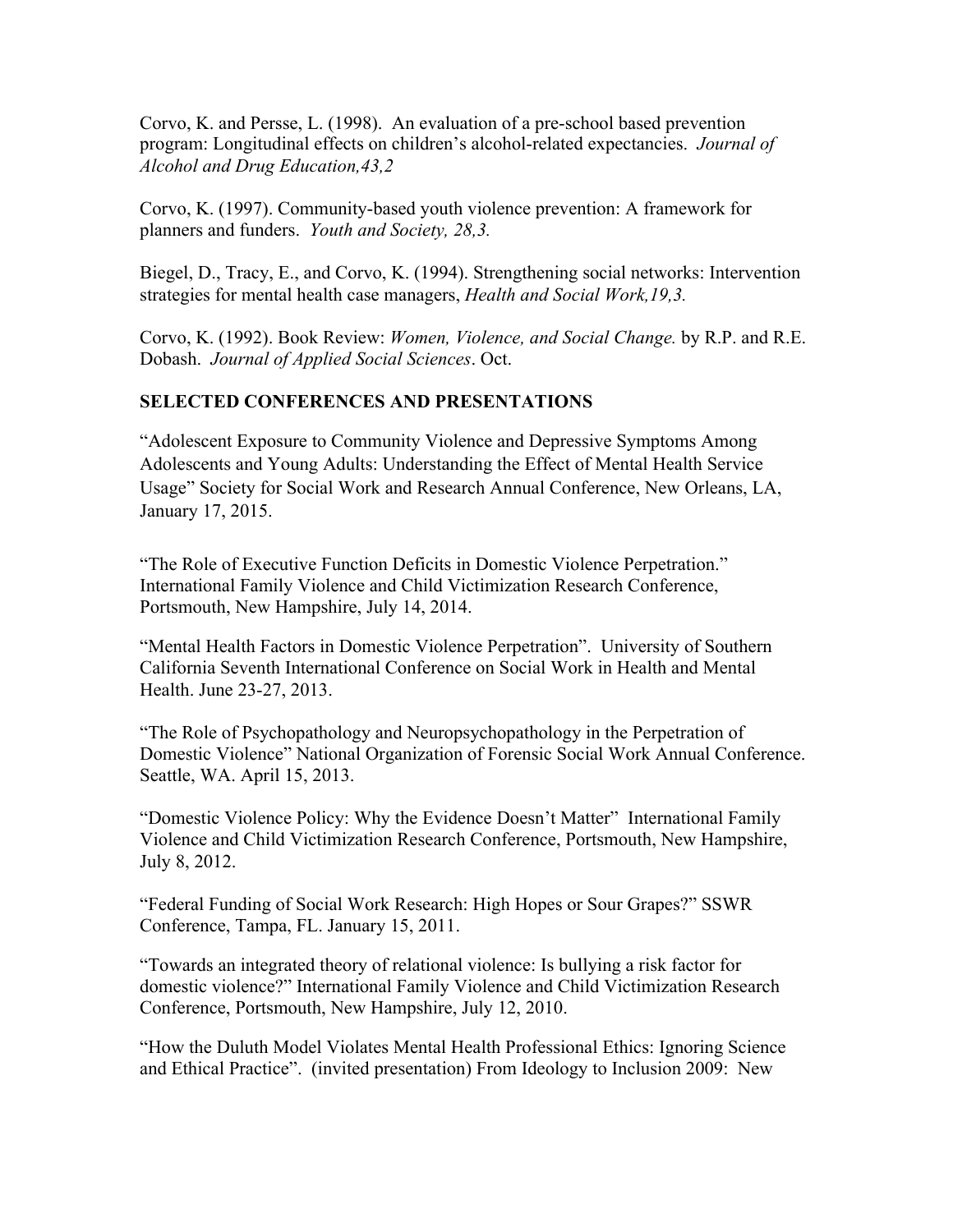Corvo, K. and Persse, L. (1998). An evaluation of a pre-school based prevention program: Longitudinal effects on children's alcohol-related expectancies. *Journal of Alcohol and Drug Education,43,2*

Corvo, K. (1997). Community-based youth violence prevention: A framework for planners and funders. *Youth and Society, 28,3.*

Biegel, D., Tracy, E., and Corvo, K. (1994). Strengthening social networks: Intervention strategies for mental health case managers, *Health and Social Work,19,3.*

Corvo, K. (1992). Book Review: *Women, Violence, and Social Change.* by R.P. and R.E. Dobash. *Journal of Applied Social Sciences*. Oct.

## SELECTED CONFERENCES AND PRESENTATIONS

"Adolescent Exposure to Community Violence and Depressive Symptoms Among Adolescents and Young Adults: Understanding the Effect of Mental Health Service Usage" Society for Social Work and Research Annual Conference, New Orleans, LA, January 17, 2015.

"The Role of Executive Function Deficits in Domestic Violence Perpetration." International Family Violence and Child Victimization Research Conference, Portsmouth, New Hampshire, July 14, 2014.

"Mental Health Factors in Domestic Violence Perpetration". University of Southern California Seventh International Conference on Social Work in Health and Mental Health. June 23-27, 2013.

"The Role of Psychopathology and Neuropsychopathology in the Perpetration of Domestic Violence" National Organization of Forensic Social Work Annual Conference. Seattle, WA. April 15, 2013.

"Domestic Violence Policy: Why the Evidence Doesn't Matter" International Family Violence and Child Victimization Research Conference, Portsmouth, New Hampshire, July 8, 2012.

"Federal Funding of Social Work Research: High Hopes or Sour Grapes?" SSWR Conference, Tampa, FL. January 15, 2011.

"Towards an integrated theory of relational violence: Is bullying a risk factor for domestic violence?" International Family Violence and Child Victimization Research Conference, Portsmouth, New Hampshire, July 12, 2010.

"How the Duluth Model Violates Mental Health Professional Ethics: Ignoring Science and Ethical Practice". (invited presentation) From Ideology to Inclusion 2009: New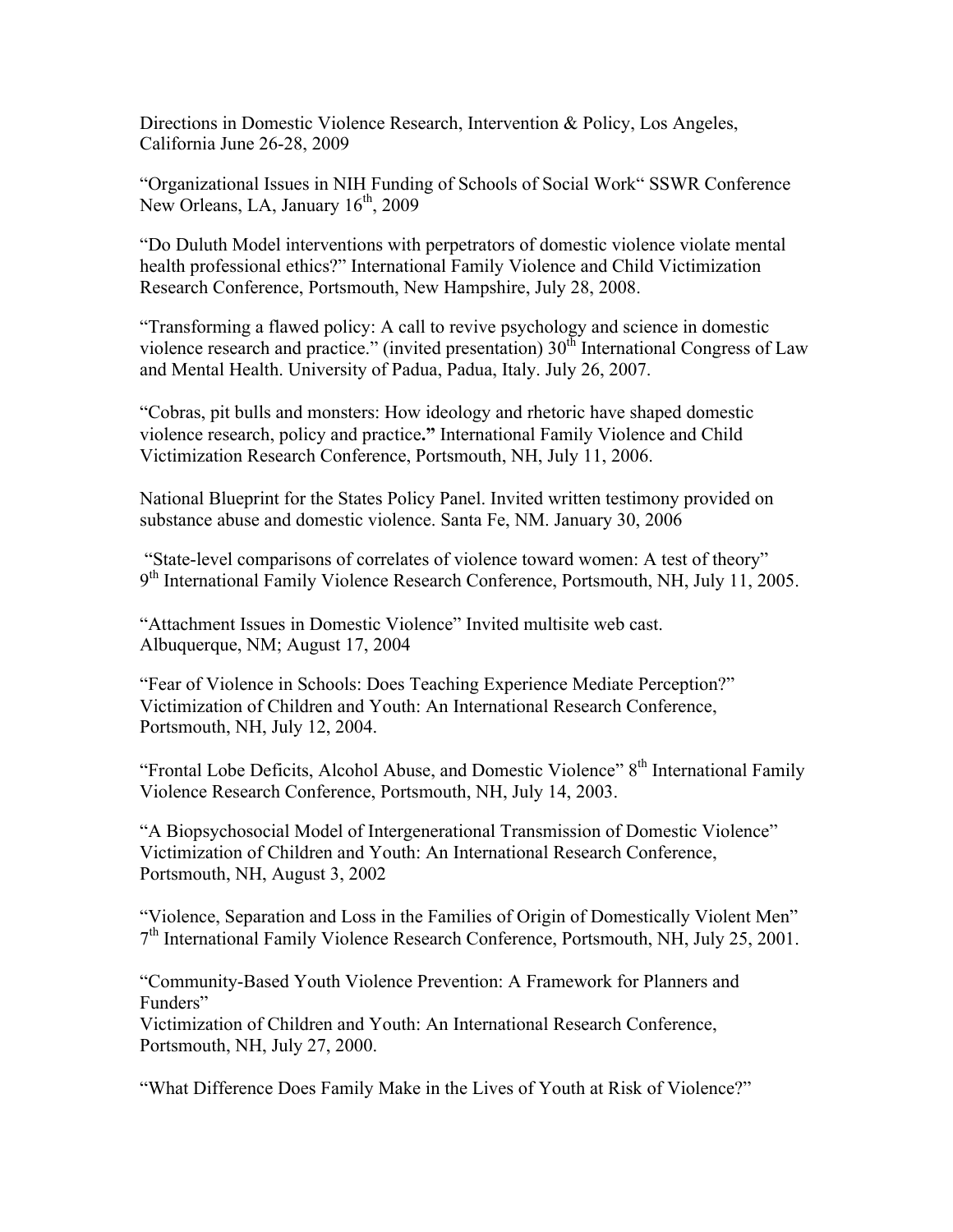Directions in Domestic Violence Research, Intervention & Policy, Los Angeles, California June 26-28, 2009

"Organizational Issues in NIH Funding of Schools of Social Work" SSWR Conference New Orleans, LA, January 16th, 2009

"Do Duluth Model interventions with perpetrators of domestic violence violate mental health professional ethics?" International Family Violence and Child Victimization Research Conference, Portsmouth, New Hampshire, July 28, 2008.

"Transforming a flawed policy: A call to revive psychology and science in domestic violence research and practice." (invited presentation) 30th International Congress of Law and Mental Health. University of Padua, Padua, Italy. July 26, 2007.

"Cobras, pit bulls and monsters: How ideology and rhetoric have shaped domestic violence research, policy and practice**."** International Family Violence and Child Victimization Research Conference, Portsmouth, NH, July 11, 2006.

National Blueprint for the States Policy Panel. Invited written testimony provided on substance abuse and domestic violence. Santa Fe, NM. January 30, 2006

"State-level comparisons of correlates of violence toward women: A test of theory" 9th International Family Violence Research Conference, Portsmouth, NH, July 11, 2005.

"Attachment Issues in Domestic Violence" Invited multisite web cast. Albuquerque, NM; August 17, 2004

"Fear of Violence in Schools: Does Teaching Experience Mediate Perception?" Victimization of Children and Youth: An International Research Conference, Portsmouth, NH, July 12, 2004.

"Frontal Lobe Deficits, Alcohol Abuse, and Domestic Violence" 8th International Family Violence Research Conference, Portsmouth, NH, July 14, 2003.

"A Biopsychosocial Model of Intergenerational Transmission of Domestic Violence" Victimization of Children and Youth: An International Research Conference, Portsmouth, NH, August 3, 2002

"Violence, Separation and Loss in the Families of Origin of Domestically Violent Men" 7th International Family Violence Research Conference, Portsmouth, NH, July 25, 2001.

"Community-Based Youth Violence Prevention: A Framework for Planners and Funders"
Victimization of Children and Youth: An International Research Conference, Portsmouth, NH, July 27, 2000.

"What Difference Does Family Make in the Lives of Youth at Risk of Violence?"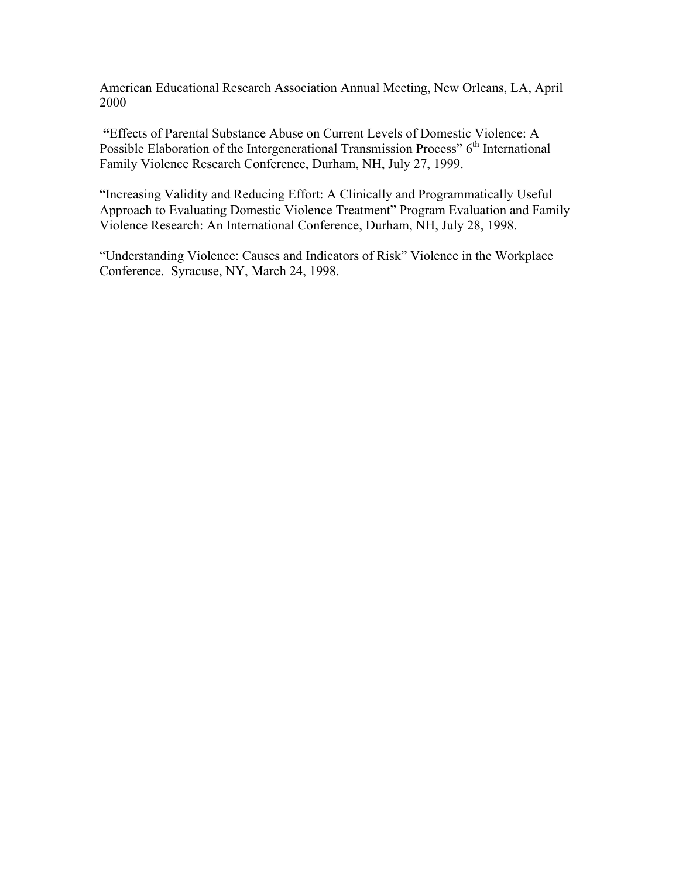American Educational Research Association Annual Meeting, New Orleans, LA, April 2000

**"**Effects of Parental Substance Abuse on Current Levels of Domestic Violence: A Possible Elaboration of the Intergenerational Transmission Process" 6th International Family Violence Research Conference, Durham, NH, July 27, 1999.

"Increasing Validity and Reducing Effort: A Clinically and Programmatically Useful Approach to Evaluating Domestic Violence Treatment" Program Evaluation and Family Violence Research: An International Conference, Durham, NH, July 28, 1998.

"Understanding Violence: Causes and Indicators of Risk" Violence in the Workplace Conference. Syracuse, NY, March 24, 1998.